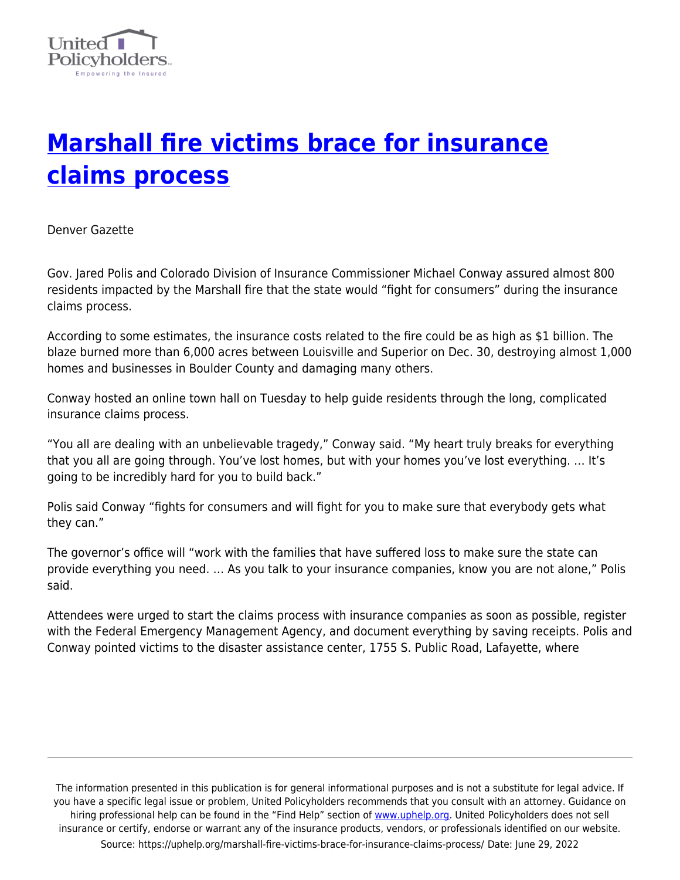# [Marshall fire victims brace for insurance claims process](https://uphelp.org/marshall-fire-victims-brace-for-insurance-claims-process/)

Denver Gazette

Gov. Jared Polis and Colorado Division of Insurance Commissioner Michael Conway assured almost 800 residents impacted by the Marshall fire that the state would "fight for consumers" during the insurance claims process.

According to some estimates, the insurance costs related to the fire could be as high as $1 billion. The blaze burned more than 6,000 acres between Louisville and Superior on Dec. 30, destroying almost 1,000 homes and businesses in Boulder County and damaging many others.

Conway hosted an online town hall on Tuesday to help guide residents through the long, complicated insurance claims process.

"You all are dealing with an unbelievable tragedy," Conway said. "My heart truly breaks for everything that you all are going through. You've lost homes, but with your homes you've lost everything. … It's going to be incredibly hard for you to build back."

Polis said Conway "fights for consumers and will fight for you to make sure that everybody gets what they can."

The governor's office will "work with the families that have suffered loss to make sure the state can provide everything you need. … As you talk to your insurance companies, know you are not alone," Polis said.

Attendees were urged to start the claims process with insurance companies as soon as possible, register with the Federal Emergency Management Agency, and document everything by saving receipts. Polis and Conway pointed victims to the disaster assistance center, 1755 S. Public Road, Lafayette, where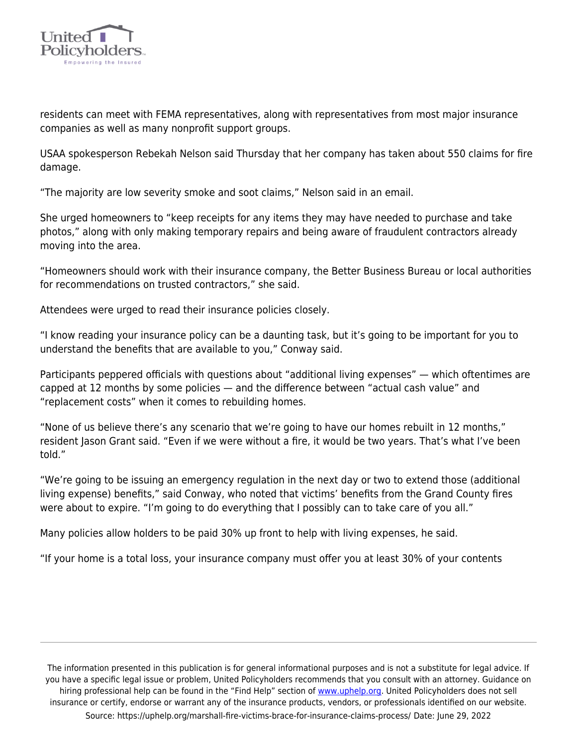residents can meet with FEMA representatives, along with representatives from most major insurance companies as well as many nonprofit support groups.

USAA spokesperson Rebekah Nelson said Thursday that her company has taken about 550 claims for fire damage.

“The majority are low severity smoke and soot claims,” Nelson said in an email.

She urged homeowners to “keep receipts for any items they may have needed to purchase and take photos,” along with only making temporary repairs and being aware of fraudulent contractors already moving into the area.

“Homeowners should work with their insurance company, the Better Business Bureau or local authorities for recommendations on trusted contractors,” she said.

Attendees were urged to read their insurance policies closely.

“I know reading your insurance policy can be a daunting task, but it’s going to be important for you to understand the benefits that are available to you,” Conway said.

Participants peppered officials with questions about “additional living expenses” — which oftentimes are capped at 12 months by some policies — and the difference between “actual cash value” and “replacement costs” when it comes to rebuilding homes.

“None of us believe there’s any scenario that we’re going to have our homes rebuilt in 12 months,” resident Jason Grant said. “Even if we were without a fire, it would be two years. That’s what I’ve been told.”

“We’re going to be issuing an emergency regulation in the next day or two to extend those (additional living expense) benefits,” said Conway, who noted that victims’ benefits from the Grand County fires were about to expire. “I’m going to do everything that I possibly can to take care of you all.”

Many policies allow holders to be paid 30% up front to help with living expenses, he said.

“If your home is a total loss, your insurance company must offer you at least 30% of your contents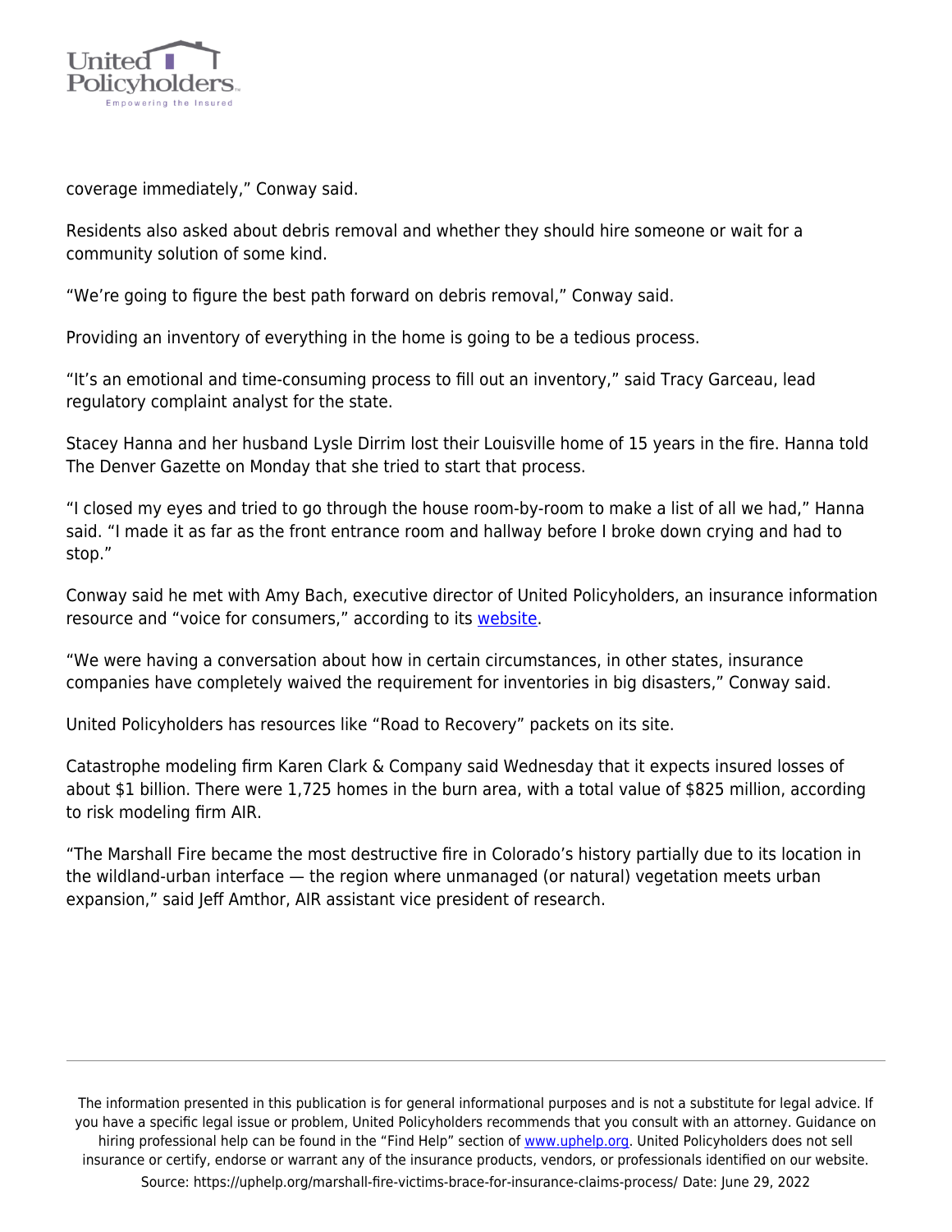coverage immediately," Conway said.

Residents also asked about debris removal and whether they should hire someone or wait for a community solution of some kind.

"We're going to figure the best path forward on debris removal," Conway said.

Providing an inventory of everything in the home is going to be a tedious process.

"It's an emotional and time-consuming process to fill out an inventory," said Tracy Garceau, lead regulatory complaint analyst for the state.

Stacey Hanna and her husband Lysle Dirrim lost their Louisville home of 15 years in the fire. Hanna told The Denver Gazette on Monday that she tried to start that process.

"I closed my eyes and tried to go through the house room-by-room to make a list of all we had," Hanna said. "I made it as far as the front entrance room and hallway before I broke down crying and had to stop."

Conway said he met with Amy Bach, executive director of United Policyholders, an insurance information resource and "voice for consumers," according to its website.

"We were having a conversation about how in certain circumstances, in other states, insurance companies have completely waived the requirement for inventories in big disasters," Conway said.

United Policyholders has resources like "Road to Recovery" packets on its site.

Catastrophe modeling firm Karen Clark & Company said Wednesday that it expects insured losses of about $1 billion. There were 1,725 homes in the burn area, with a total value of $825 million, according to risk modeling firm AIR.

"The Marshall Fire became the most destructive fire in Colorado's history partially due to its location in the wildland-urban interface — the region where unmanaged (or natural) vegetation meets urban expansion," said Jeff Amthor, AIR assistant vice president of research.

The information presented in this publication is for general informational purposes and is not a substitute for legal advice. If you have a specific legal issue or problem, United Policyholders recommends that you consult with an attorney. Guidance on hiring professional help can be found in the "Find Help" section of www.uphelp.org. United Policyholders does not sell insurance or certify, endorse or warrant any of the insurance products, vendors, or professionals identified on our website.
Source: https://uphelp.org/marshall-fire-victims-brace-for-insurance-claims-process/ Date: June 29, 2022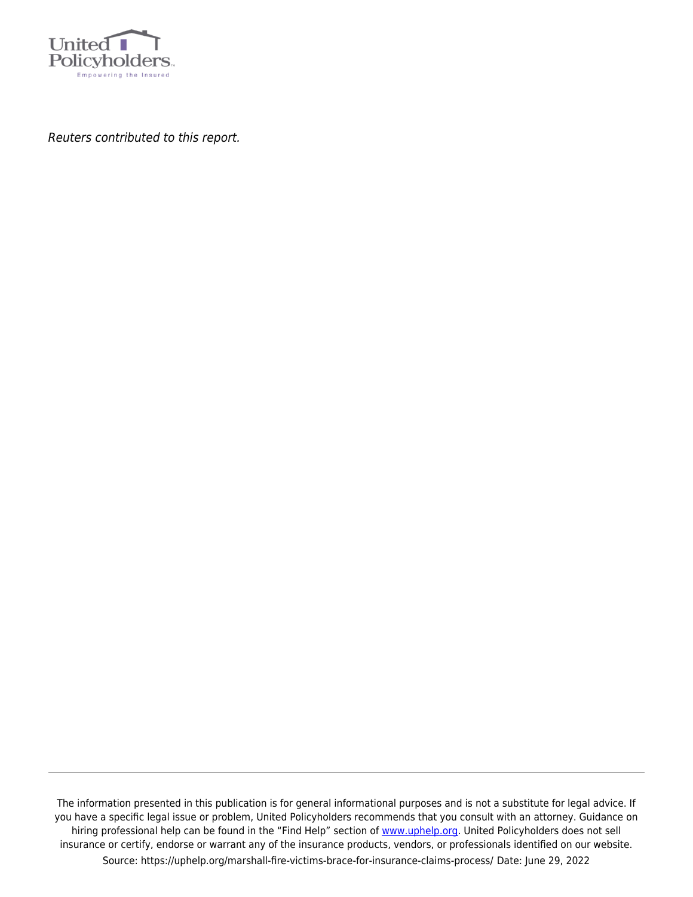*Reuters contributed to this report.*